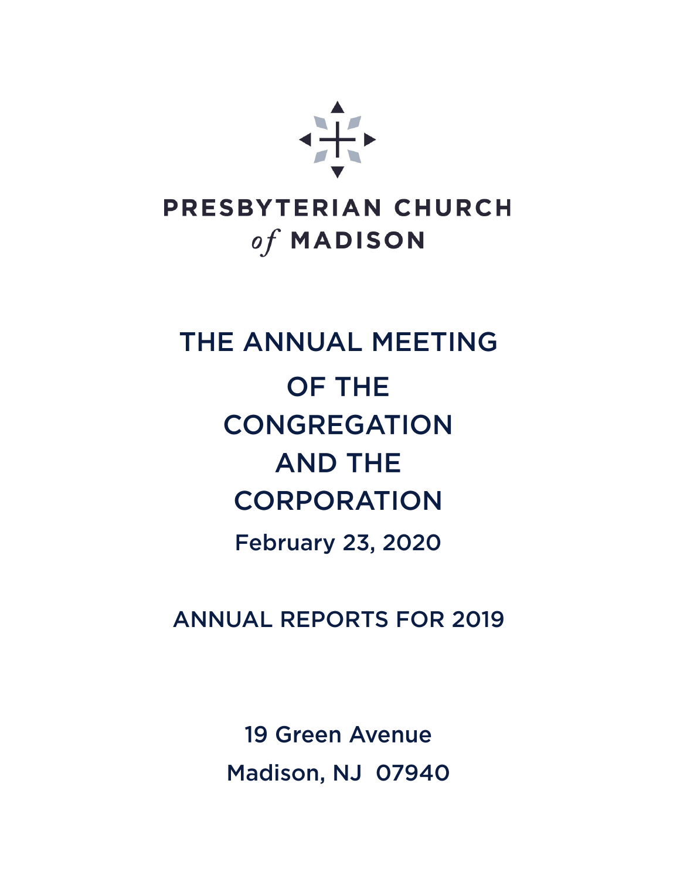# PRESBYTERIAN CHURCH *of* MADISON

# THE ANNUAL MEETING OF THE CONGREGATION AND THE CORPORATION

**February 23, 2020**

## ANNUAL REPORTS FOR 2019

19 Green Avenue

Madison, NJ 07940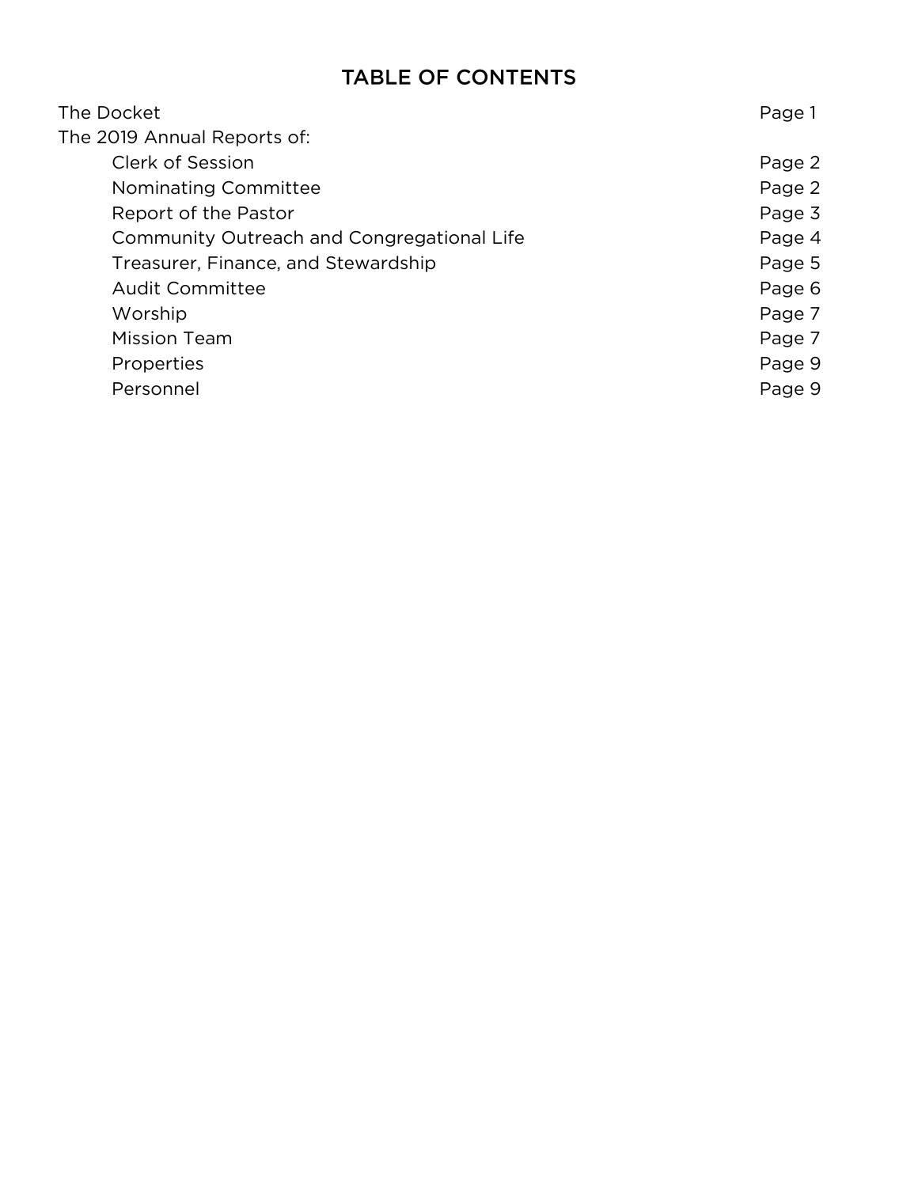# TABLE OF CONTENTS

| | |
|---|---|
| The Docket | Page 1 |
| The 2019 Annual Reports of: | |
| Clerk of Session | Page 2 |
| Nominating Committee | Page 2 |
| Report of the Pastor | Page 3 |
| Community Outreach and Congregational Life | Page 4 |
| Treasurer, Finance, and Stewardship | Page 5 |
| Audit Committee | Page 6 |
| Worship | Page 7 |
| Mission Team | Page 7 |
| Properties | Page 9 |
| Personnel | Page 9 |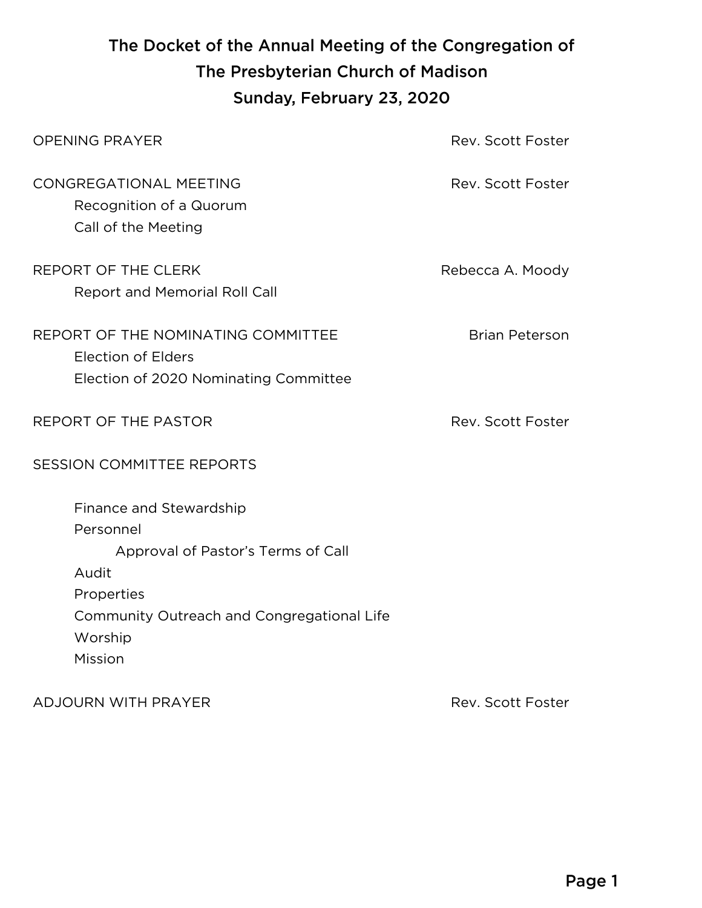# The Docket of the Annual Meeting of the Congregation of The Presbyterian Church of Madison

## Sunday, February 23, 2020

OPENING PRAYER — Rev. Scott Foster

CONGREGATIONAL MEETING — Rev. Scott Foster

- Recognition of a Quorum
- Call of the Meeting

REPORT OF THE CLERK — Rebecca A. Moody

- Report and Memorial Roll Call

REPORT OF THE NOMINATING COMMITTEE — Brian Peterson

- Election of Elders
- Election of 2020 Nominating Committee

REPORT OF THE PASTOR — Rev. Scott Foster

SESSION COMMITTEE REPORTS

- Finance and Stewardship
- Personnel
  - Approval of Pastor's Terms of Call
- Audit
- Properties
- Community Outreach and Congregational Life
- Worship
- Mission

ADJOURN WITH PRAYER — Rev. Scott Foster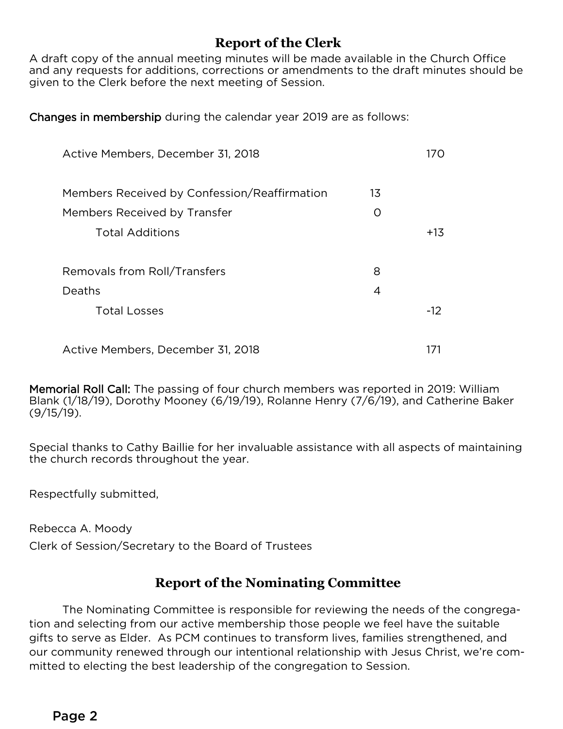## Report of the Clerk

A draft copy of the annual meeting minutes will be made available in the Church Office and any requests for additions, corrections or amendments to the draft minutes should be given to the Clerk before the next meeting of Session.

**Changes in membership** during the calendar year 2019 are as follows:

| | | |
|---|---|---|
| Active Members, December 31, 2018 | | 170 |
| Members Received by Confession/Reaffirmation | 13 | |
| Members Received by Transfer | 0 | |
| Total Additions | | +13 |
| Removals from Roll/Transfers | 8 | |
| Deaths | 4 | |
| Total Losses | | -12 |
| Active Members, December 31, 2018 | | 171 |

**Memorial Roll Call:** The passing of four church members was reported in 2019: William Blank (1/18/19), Dorothy Mooney (6/19/19), Rolanne Henry (7/6/19), and Catherine Baker (9/15/19).

Special thanks to Cathy Baillie for her invaluable assistance with all aspects of maintaining the church records throughout the year.

Respectfully submitted,

Rebecca A. Moody

Clerk of Session/Secretary to the Board of Trustees

## Report of the Nominating Committee

The Nominating Committee is responsible for reviewing the needs of the congregation and selecting from our active membership those people we feel have the suitable gifts to serve as Elder. As PCM continues to transform lives, families strengthened, and our community renewed through our intentional relationship with Jesus Christ, we're committed to electing the best leadership of the congregation to Session.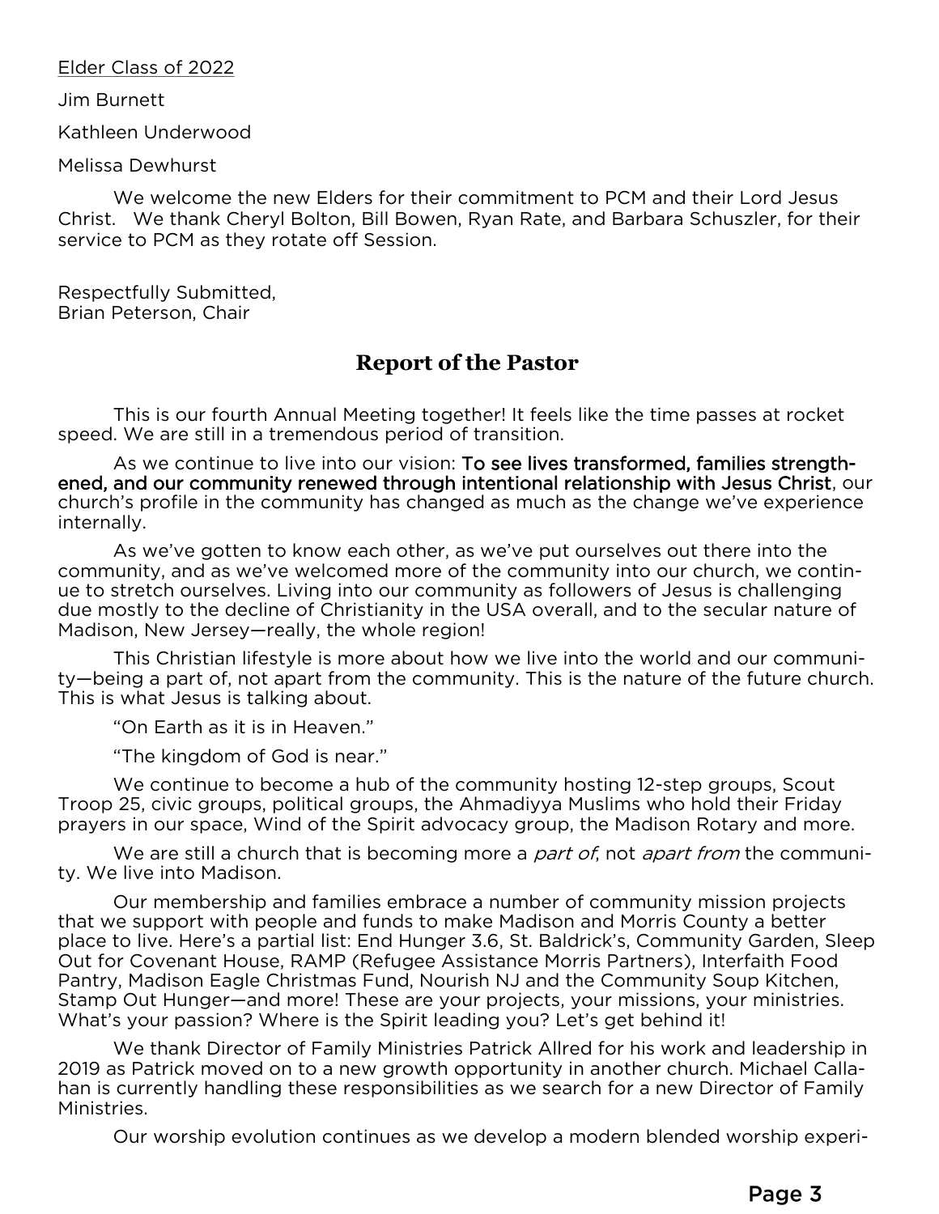Elder Class of 2022

Jim Burnett

Kathleen Underwood

Melissa Dewhurst

We welcome the new Elders for their commitment to PCM and their Lord Jesus Christ. We thank Cheryl Bolton, Bill Bowen, Ryan Rate, and Barbara Schuszler, for their service to PCM as they rotate off Session.

Respectfully Submitted,
Brian Peterson, Chair

## Report of the Pastor

This is our fourth Annual Meeting together! It feels like the time passes at rocket speed. We are still in a tremendous period of transition.

As we continue to live into our vision: **To see lives transformed, families strengthened, and our community renewed through intentional relationship with Jesus Christ**, our church's profile in the community has changed as much as the change we've experience internally.

As we've gotten to know each other, as we've put ourselves out there into the community, and as we've welcomed more of the community into our church, we continue to stretch ourselves. Living into our community as followers of Jesus is challenging due mostly to the decline of Christianity in the USA overall, and to the secular nature of Madison, New Jersey—really, the whole region!

This Christian lifestyle is more about how we live into the world and our community—being a part of, not apart from the community. This is the nature of the future church. This is what Jesus is talking about.

"On Earth as it is in Heaven."

"The kingdom of God is near."

We continue to become a hub of the community hosting 12-step groups, Scout Troop 25, civic groups, political groups, the Ahmadiyya Muslims who hold their Friday prayers in our space, Wind of the Spirit advocacy group, the Madison Rotary and more.

We are still a church that is becoming more a *part of*, not *apart from* the community. We live into Madison.

Our membership and families embrace a number of community mission projects that we support with people and funds to make Madison and Morris County a better place to live. Here's a partial list: End Hunger 3.6, St. Baldrick's, Community Garden, Sleep Out for Covenant House, RAMP (Refugee Assistance Morris Partners), Interfaith Food Pantry, Madison Eagle Christmas Fund, Nourish NJ and the Community Soup Kitchen, Stamp Out Hunger—and more! These are your projects, your missions, your ministries. What's your passion? Where is the Spirit leading you? Let's get behind it!

We thank Director of Family Ministries Patrick Allred for his work and leadership in 2019 as Patrick moved on to a new growth opportunity in another church. Michael Callahan is currently handling these responsibilities as we search for a new Director of Family Ministries.

Our worship evolution continues as we develop a modern blended worship experi-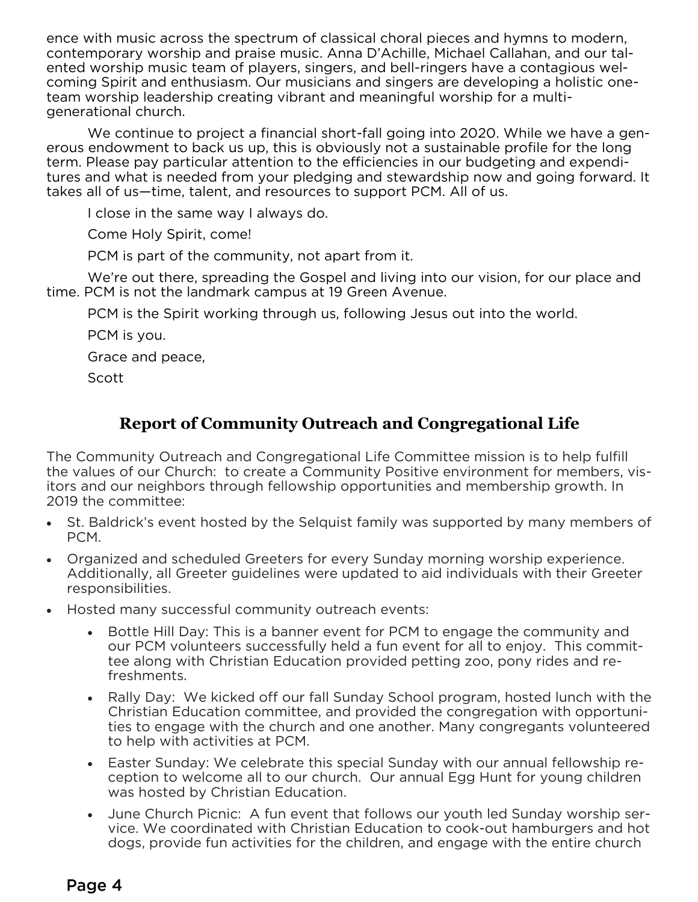ence with music across the spectrum of classical choral pieces and hymns to modern, contemporary worship and praise music. Anna D'Achille, Michael Callahan, and our talented worship music team of players, singers, and bell-ringers have a contagious welcoming Spirit and enthusiasm. Our musicians and singers are developing a holistic one-team worship leadership creating vibrant and meaningful worship for a multi-generational church.

We continue to project a financial short-fall going into 2020. While we have a generous endowment to back us up, this is obviously not a sustainable profile for the long term. Please pay particular attention to the efficiencies in our budgeting and expenditures and what is needed from your pledging and stewardship now and going forward. It takes all of us—time, talent, and resources to support PCM. All of us.

I close in the same way I always do.

Come Holy Spirit, come!

PCM is part of the community, not apart from it.

We're out there, spreading the Gospel and living into our vision, for our place and time. PCM is not the landmark campus at 19 Green Avenue.

PCM is the Spirit working through us, following Jesus out into the world.

PCM is you.

Grace and peace,

Scott

## Report of Community Outreach and Congregational Life

The Community Outreach and Congregational Life Committee mission is to help fulfill the values of our Church: to create a Community Positive environment for members, visitors and our neighbors through fellowship opportunities and membership growth. In 2019 the committee:

- St. Baldrick's event hosted by the Selquist family was supported by many members of PCM.
- Organized and scheduled Greeters for every Sunday morning worship experience. Additionally, all Greeter guidelines were updated to aid individuals with their Greeter responsibilities.
- Hosted many successful community outreach events:
  - Bottle Hill Day: This is a banner event for PCM to engage the community and our PCM volunteers successfully held a fun event for all to enjoy. This committee along with Christian Education provided petting zoo, pony rides and refreshments.
  - Rally Day: We kicked off our fall Sunday School program, hosted lunch with the Christian Education committee, and provided the congregation with opportunities to engage with the church and one another. Many congregants volunteered to help with activities at PCM.
  - Easter Sunday: We celebrate this special Sunday with our annual fellowship reception to welcome all to our church. Our annual Egg Hunt for young children was hosted by Christian Education.
  - June Church Picnic: A fun event that follows our youth led Sunday worship service. We coordinated with Christian Education to cook-out hamburgers and hot dogs, provide fun activities for the children, and engage with the entire church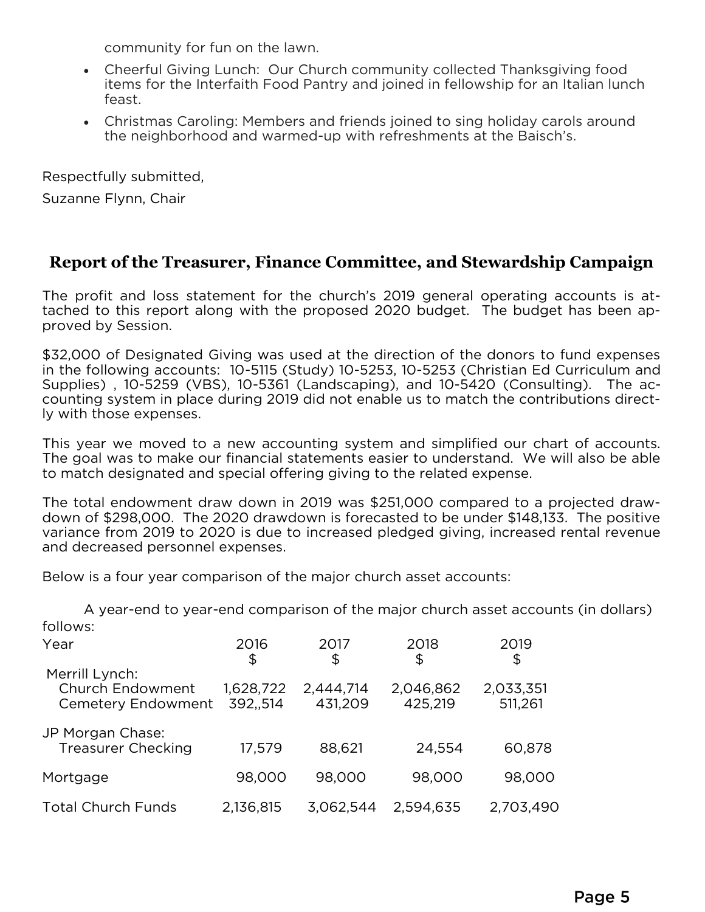community for fun on the lawn.

- Cheerful Giving Lunch: Our Church community collected Thanksgiving food items for the Interfaith Food Pantry and joined in fellowship for an Italian lunch feast.
- Christmas Caroling: Members and friends joined to sing holiday carols around the neighborhood and warmed-up with refreshments at the Baisch's.

Respectfully submitted,

Suzanne Flynn, Chair

## Report of the Treasurer, Finance Committee, and Stewardship Campaign

The profit and loss statement for the church's 2019 general operating accounts is attached to this report along with the proposed 2020 budget. The budget has been approved by Session.

$32,000 of Designated Giving was used at the direction of the donors to fund expenses in the following accounts: 10-5115 (Study) 10-5253, 10-5253 (Christian Ed Curriculum and Supplies) , 10-5259 (VBS), 10-5361 (Landscaping), and 10-5420 (Consulting). The accounting system in place during 2019 did not enable us to match the contributions directly with those expenses.

This year we moved to a new accounting system and simplified our chart of accounts. The goal was to make our financial statements easier to understand. We will also be able to match designated and special offering giving to the related expense.

The total endowment draw down in 2019 was $251,000 compared to a projected drawdown of $298,000. The 2020 drawdown is forecasted to be under $148,133. The positive variance from 2019 to 2020 is due to increased pledged giving, increased rental revenue and decreased personnel expenses.

Below is a four year comparison of the major church asset accounts:

A year-end to year-end comparison of the major church asset accounts (in dollars) follows:

| Year | 2016<br>$ | 2017<br>$ | 2018<br>$ | 2019<br>$ |
|---|---|---|---|---|
| Merrill Lynch: | | | | |
| Church Endowment | 1,628,722 | 2,444,714 | 2,046,862 | 2,033,351 |
| Cemetery Endowment | 392,,514 | 431,209 | 425,219 | 511,261 |
| JP Morgan Chase: | | | | |
| Treasurer Checking | 17,579 | 88,621 | 24,554 | 60,878 |
| Mortgage | 98,000 | 98,000 | 98,000 | 98,000 |
| Total Church Funds | 2,136,815 | 3,062,544 | 2,594,635 | 2,703,490 |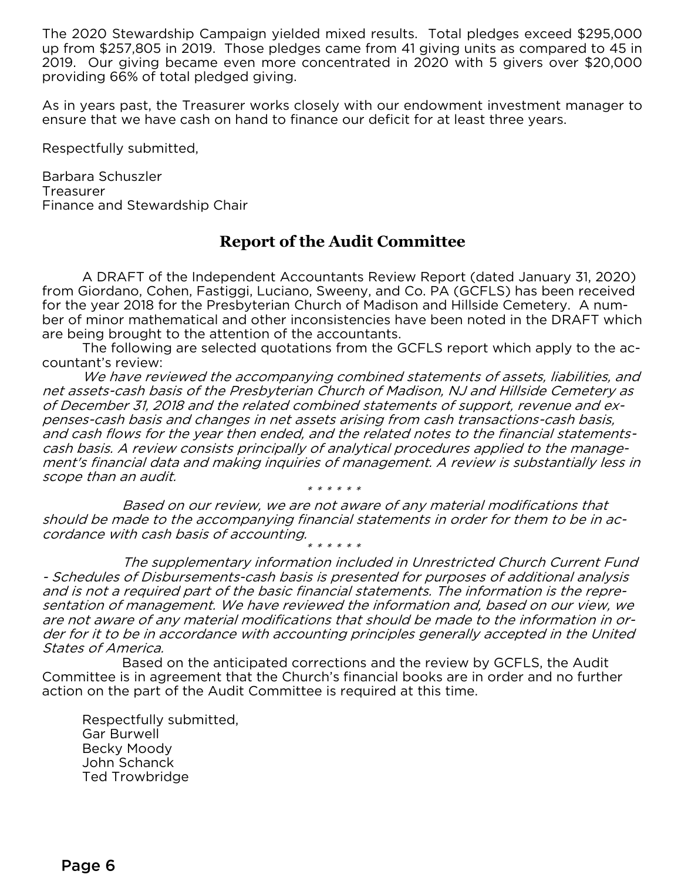The 2020 Stewardship Campaign yielded mixed results. Total pledges exceed $295,000 up from $257,805 in 2019. Those pledges came from 41 giving units as compared to 45 in 2019. Our giving became even more concentrated in 2020 with 5 givers over $20,000 providing 66% of total pledged giving.

As in years past, the Treasurer works closely with our endowment investment manager to ensure that we have cash on hand to finance our deficit for at least three years.

Respectfully submitted,

Barbara Schuszler
Treasurer
Finance and Stewardship Chair

## Report of the Audit Committee

A DRAFT of the Independent Accountants Review Report (dated January 31, 2020) from Giordano, Cohen, Fastiggi, Luciano, Sweeny, and Co. PA (GCFLS) has been received for the year 2018 for the Presbyterian Church of Madison and Hillside Cemetery. A number of minor mathematical and other inconsistencies have been noted in the DRAFT which are being brought to the attention of the accountants.

The following are selected quotations from the GCFLS report which apply to the accountant's review:

*We have reviewed the accompanying combined statements of assets, liabilities, and net assets-cash basis of the Presbyterian Church of Madison, NJ and Hillside Cemetery as of December 31, 2018 and the related combined statements of support, revenue and expenses-cash basis and changes in net assets arising from cash transactions-cash basis, and cash flows for the year then ended, and the related notes to the financial statements-cash basis. A review consists principally of analytical procedures applied to the management's financial data and making inquiries of management. A review is substantially less in scope than an audit.*

\* \* \* \* \* \*

*Based on our review, we are not aware of any material modifications that should be made to the accompanying financial statements in order for them to be in accordance with cash basis of accounting.*

\* \* \* \* \* \*

*The supplementary information included in Unrestricted Church Current Fund - Schedules of Disbursements-cash basis is presented for purposes of additional analysis and is not a required part of the basic financial statements. The information is the representation of management. We have reviewed the information and, based on our view, we are not aware of any material modifications that should be made to the information in order for it to be in accordance with accounting principles generally accepted in the United States of America.*

Based on the anticipated corrections and the review by GCFLS, the Audit Committee is in agreement that the Church's financial books are in order and no further action on the part of the Audit Committee is required at this time.

Respectfully submitted,
Gar Burwell
Becky Moody
John Schanck
Ted Trowbridge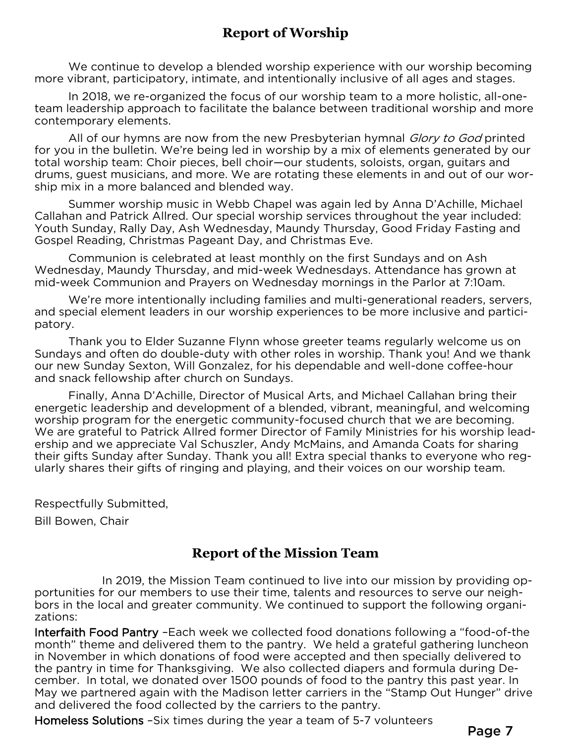## Report of Worship

We continue to develop a blended worship experience with our worship becoming more vibrant, participatory, intimate, and intentionally inclusive of all ages and stages.

In 2018, we re-organized the focus of our worship team to a more holistic, all-one-team leadership approach to facilitate the balance between traditional worship and more contemporary elements.

All of our hymns are now from the new Presbyterian hymnal *Glory to God* printed for you in the bulletin. We're being led in worship by a mix of elements generated by our total worship team: Choir pieces, bell choir—our students, soloists, organ, guitars and drums, guest musicians, and more. We are rotating these elements in and out of our worship mix in a more balanced and blended way.

Summer worship music in Webb Chapel was again led by Anna D'Achille, Michael Callahan and Patrick Allred. Our special worship services throughout the year included: Youth Sunday, Rally Day, Ash Wednesday, Maundy Thursday, Good Friday Fasting and Gospel Reading, Christmas Pageant Day, and Christmas Eve.

Communion is celebrated at least monthly on the first Sundays and on Ash Wednesday, Maundy Thursday, and mid-week Wednesdays. Attendance has grown at mid-week Communion and Prayers on Wednesday mornings in the Parlor at 7:10am.

We're more intentionally including families and multi-generational readers, servers, and special element leaders in our worship experiences to be more inclusive and participatory.

Thank you to Elder Suzanne Flynn whose greeter teams regularly welcome us on Sundays and often do double-duty with other roles in worship. Thank you! And we thank our new Sunday Sexton, Will Gonzalez, for his dependable and well-done coffee-hour and snack fellowship after church on Sundays.

Finally, Anna D'Achille, Director of Musical Arts, and Michael Callahan bring their energetic leadership and development of a blended, vibrant, meaningful, and welcoming worship program for the energetic community-focused church that we are becoming. We are grateful to Patrick Allred former Director of Family Ministries for his worship leadership and we appreciate Val Schuszler, Andy McMains, and Amanda Coats for sharing their gifts Sunday after Sunday. Thank you all! Extra special thanks to everyone who regularly shares their gifts of ringing and playing, and their voices on our worship team.

Respectfully Submitted,

Bill Bowen, Chair

## Report of the Mission Team

In 2019, the Mission Team continued to live into our mission by providing opportunities for our members to use their time, talents and resources to serve our neighbors in the local and greater community. We continued to support the following organizations:

**Interfaith Food Pantry** –Each week we collected food donations following a "food-of-the month" theme and delivered them to the pantry. We held a grateful gathering luncheon in November in which donations of food were accepted and then specially delivered to the pantry in time for Thanksgiving. We also collected diapers and formula during December. In total, we donated over 1500 pounds of food to the pantry this past year. In May we partnered again with the Madison letter carriers in the "Stamp Out Hunger" drive and delivered the food collected by the carriers to the pantry.

**Homeless Solutions** –Six times during the year a team of 5-7 volunteers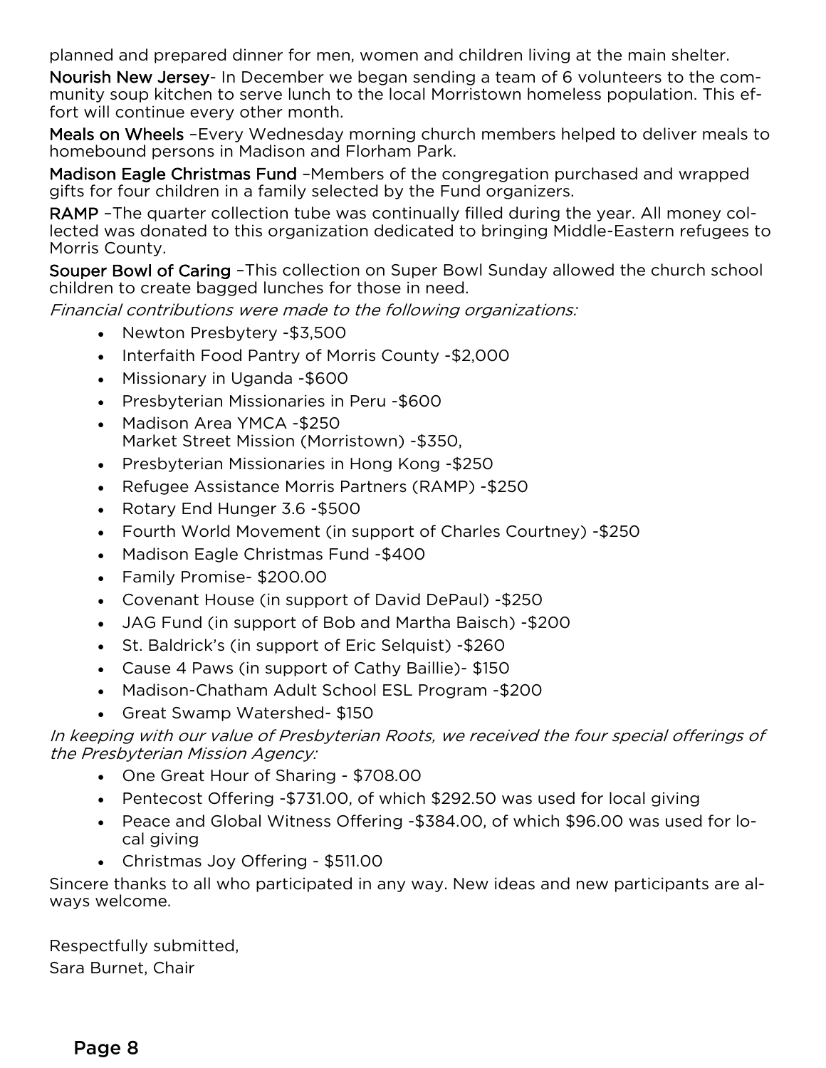planned and prepared dinner for men, women and children living at the main shelter.

**Nourish New Jersey**- In December we began sending a team of 6 volunteers to the community soup kitchen to serve lunch to the local Morristown homeless population. This effort will continue every other month.

**Meals on Wheels** –Every Wednesday morning church members helped to deliver meals to homebound persons in Madison and Florham Park.

**Madison Eagle Christmas Fund** –Members of the congregation purchased and wrapped gifts for four children in a family selected by the Fund organizers.

**RAMP** –The quarter collection tube was continually filled during the year. All money collected was donated to this organization dedicated to bringing Middle-Eastern refugees to Morris County.

**Souper Bowl of Caring** –This collection on Super Bowl Sunday allowed the church school children to create bagged lunches for those in need.

*Financial contributions were made to the following organizations:*

- Newton Presbytery -$3,500
- Interfaith Food Pantry of Morris County -$2,000
- Missionary in Uganda -$600
- Presbyterian Missionaries in Peru -$600
- Madison Area YMCA -$250
  Market Street Mission (Morristown) -$350,
- Presbyterian Missionaries in Hong Kong -$250
- Refugee Assistance Morris Partners (RAMP) -$250
- Rotary End Hunger 3.6 -$500
- Fourth World Movement (in support of Charles Courtney) -$250
- Madison Eagle Christmas Fund -$400
- Family Promise- $200.00
- Covenant House (in support of David DePaul) -$250
- JAG Fund (in support of Bob and Martha Baisch) -$200
- St. Baldrick's (in support of Eric Selquist) -$260
- Cause 4 Paws (in support of Cathy Baillie)- $150
- Madison-Chatham Adult School ESL Program -$200
- Great Swamp Watershed- $150

*In keeping with our value of Presbyterian Roots, we received the four special offerings of the Presbyterian Mission Agency:*

- One Great Hour of Sharing - $708.00
- Pentecost Offering -$731.00, of which $292.50 was used for local giving
- Peace and Global Witness Offering -$384.00, of which $96.00 was used for local giving
- Christmas Joy Offering - $511.00

Sincere thanks to all who participated in any way. New ideas and new participants are always welcome.

Respectfully submitted,
Sara Burnet, Chair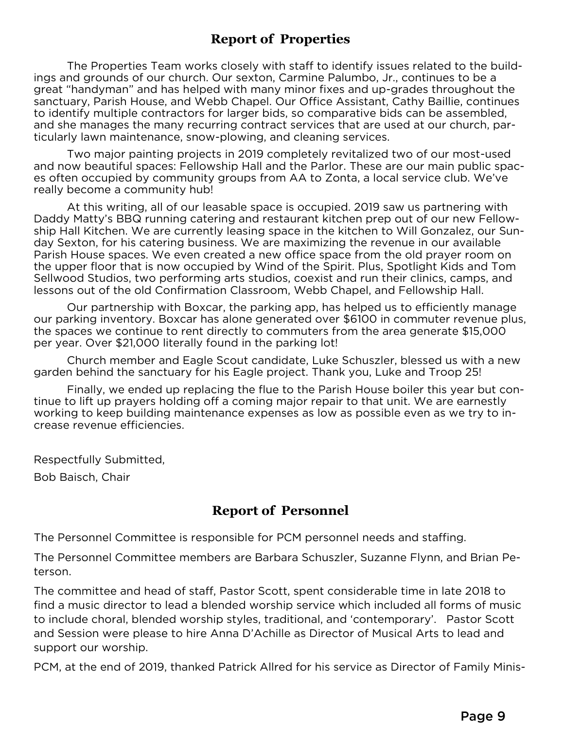## Report of Properties

The Properties Team works closely with staff to identify issues related to the buildings and grounds of our church. Our sexton, Carmine Palumbo, Jr., continues to be a great "handyman" and has helped with many minor fixes and up-grades throughout the sanctuary, Parish House, and Webb Chapel. Our Office Assistant, Cathy Baillie, continues to identify multiple contractors for larger bids, so comparative bids can be assembled, and she manages the many recurring contract services that are used at our church, particularly lawn maintenance, snow-plowing, and cleaning services.

Two major painting projects in 2019 completely revitalized two of our most-used and now beautiful spaces: Fellowship Hall and the Parlor. These are our main public spaces often occupied by community groups from AA to Zonta, a local service club. We've really become a community hub!

At this writing, all of our leasable space is occupied. 2019 saw us partnering with Daddy Matty's BBQ running catering and restaurant kitchen prep out of our new Fellowship Hall Kitchen. We are currently leasing space in the kitchen to Will Gonzalez, our Sunday Sexton, for his catering business. We are maximizing the revenue in our available Parish House spaces. We even created a new office space from the old prayer room on the upper floor that is now occupied by Wind of the Spirit. Plus, Spotlight Kids and Tom Sellwood Studios, two performing arts studios, coexist and run their clinics, camps, and lessons out of the old Confirmation Classroom, Webb Chapel, and Fellowship Hall.

Our partnership with Boxcar, the parking app, has helped us to efficiently manage our parking inventory. Boxcar has alone generated over $6100 in commuter revenue plus, the spaces we continue to rent directly to commuters from the area generate $15,000 per year. Over $21,000 literally found in the parking lot!

Church member and Eagle Scout candidate, Luke Schuszler, blessed us with a new garden behind the sanctuary for his Eagle project. Thank you, Luke and Troop 25!

Finally, we ended up replacing the flue to the Parish House boiler this year but continue to lift up prayers holding off a coming major repair to that unit. We are earnestly working to keep building maintenance expenses as low as possible even as we try to increase revenue efficiencies.

Respectfully Submitted,

Bob Baisch, Chair

## Report of Personnel

The Personnel Committee is responsible for PCM personnel needs and staffing.

The Personnel Committee members are Barbara Schuszler, Suzanne Flynn, and Brian Peterson.

The committee and head of staff, Pastor Scott, spent considerable time in late 2018 to find a music director to lead a blended worship service which included all forms of music to include choral, blended worship styles, traditional, and 'contemporary'. Pastor Scott and Session were please to hire Anna D'Achille as Director of Musical Arts to lead and support our worship.

PCM, at the end of 2019, thanked Patrick Allred for his service as Director of Family Minis-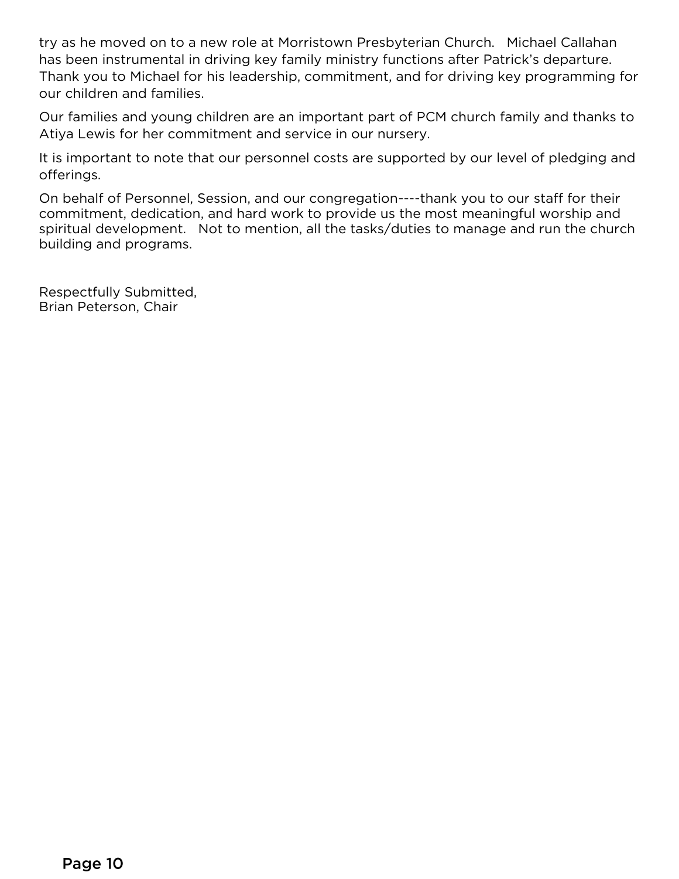try as he moved on to a new role at Morristown Presbyterian Church.   Michael Callahan has been instrumental in driving key family ministry functions after Patrick's departure. Thank you to Michael for his leadership, commitment, and for driving key programming for our children and families.

Our families and young children are an important part of PCM church family and thanks to Atiya Lewis for her commitment and service in our nursery.

It is important to note that our personnel costs are supported by our level of pledging and offerings.

On behalf of Personnel, Session, and our congregation----thank you to our staff for their commitment, dedication, and hard work to provide us the most meaningful worship and spiritual development.   Not to mention, all the tasks/duties to manage and run the church building and programs.

Respectfully Submitted,
Brian Peterson, Chair